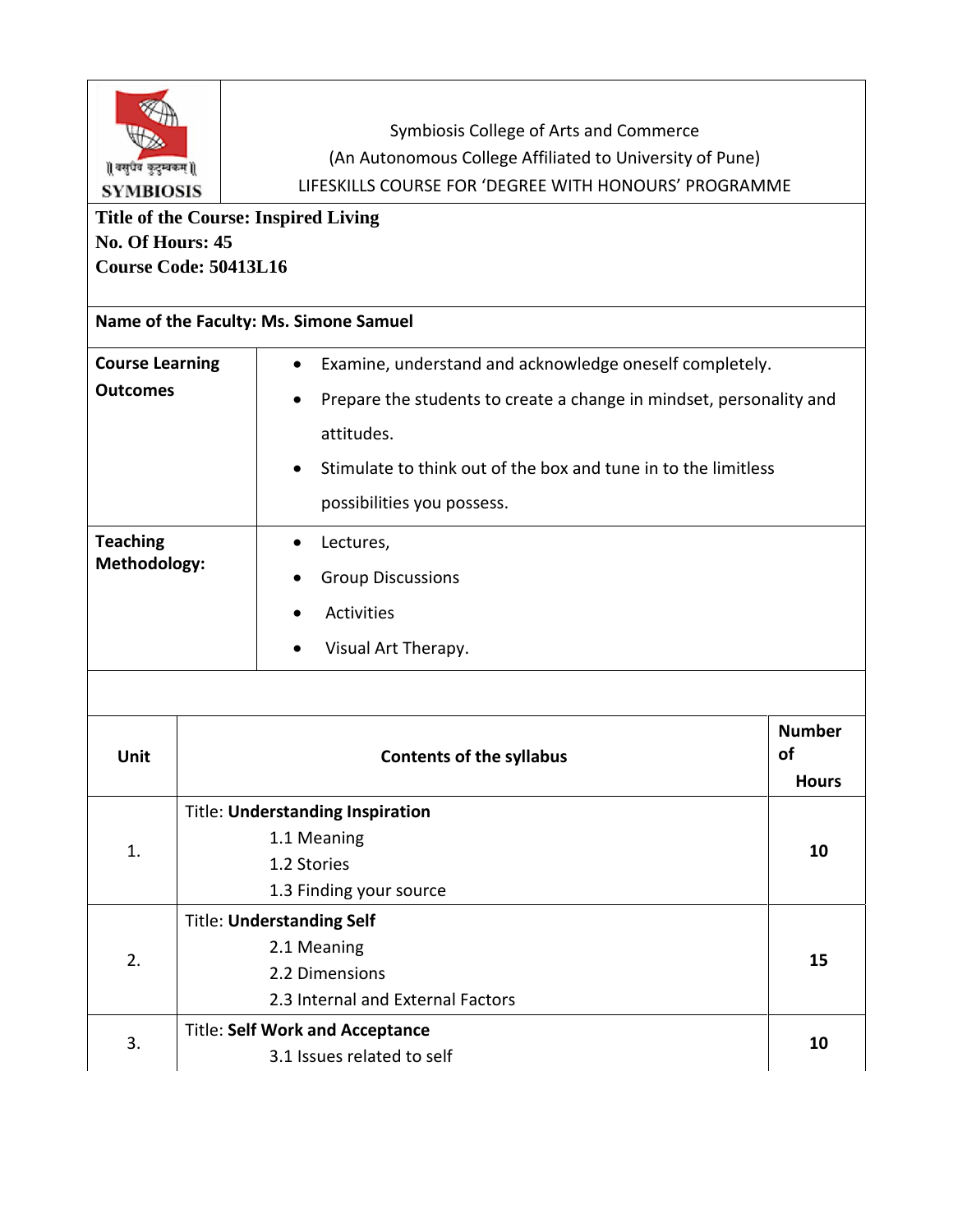Symbiosis College of Arts and Commerce
(An Autonomous College Affiliated to University of Pune)
LIFESKILLS COURSE FOR 'DEGREE WITH HONOURS' PROGRAMME

**Title of the Course: Inspired Living**
**No. Of Hours: 45**
**Course Code: 50413L16**

**Name of the Faculty: Ms. Simone Samuel**

| | |
|---|---|
| **Course Learning Outcomes** | • Examine, understand and acknowledge oneself completely.<br>• Prepare the students to create a change in mindset, personality and attitudes.<br>• Stimulate to think out of the box and tune in to the limitless possibilities you possess. |
| **Teaching Methodology:** | • Lectures,<br>• Group Discussions<br>• Activities<br>• Visual Art Therapy. |

| Unit | Contents of the syllabus | Number of Hours |
|---|---|---|
| 1. | Title: **Understanding Inspiration**<br>1.1 Meaning<br>1.2 Stories<br>1.3 Finding your source | **10** |
| 2. | Title: **Understanding Self**<br>2.1 Meaning<br>2.2 Dimensions<br>2.3 Internal and External Factors | **15** |
| 3. | Title: **Self Work and Acceptance**<br>3.1 Issues related to self | **10** |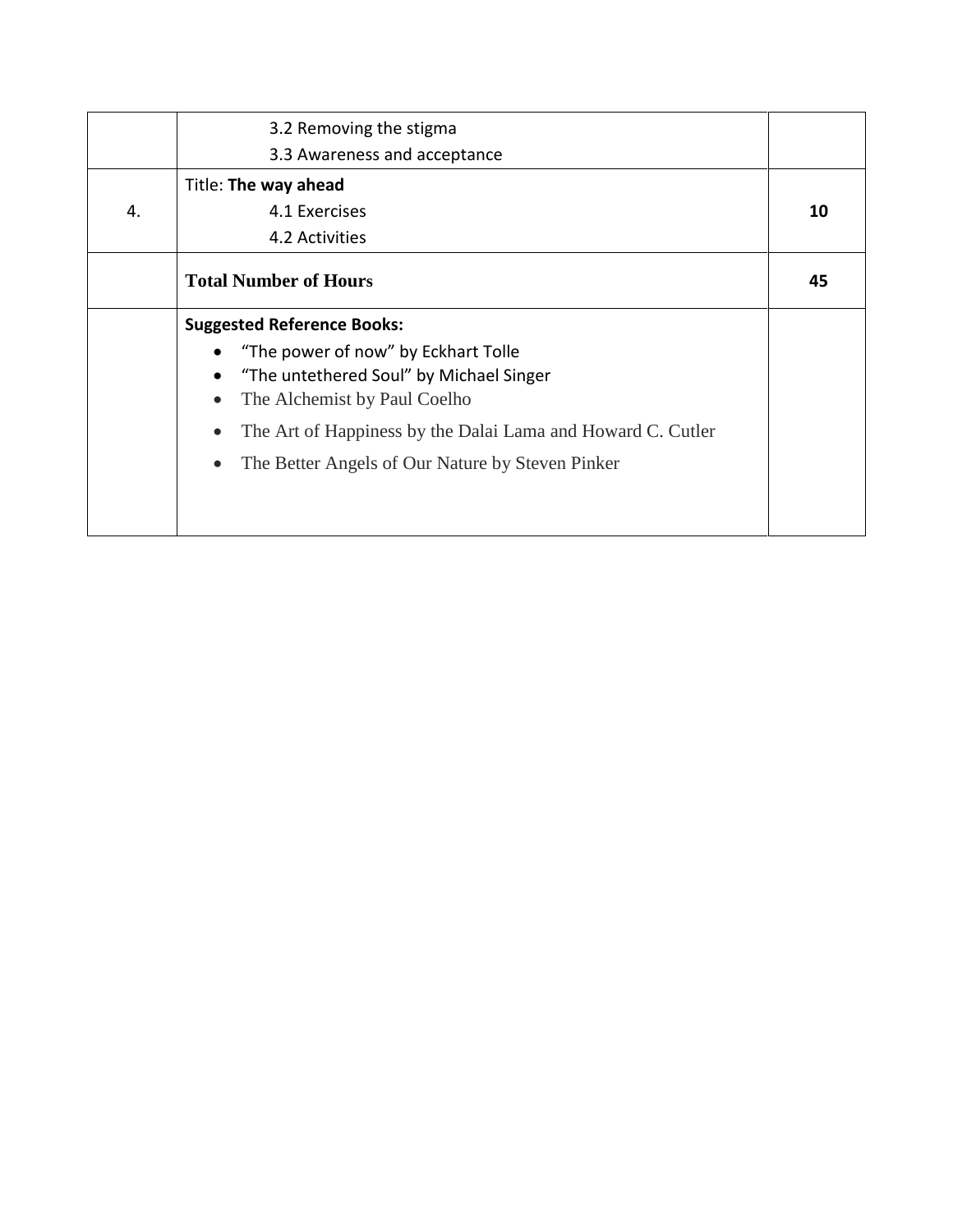| | | |
|---|---|---|
| | 3.2 Removing the stigma<br>3.3 Awareness and acceptance | |
| 4. | Title: **The way ahead**<br>4.1 Exercises<br>4.2 Activities | **10** |
| | **Total Number of Hours** | **45** |
| | **Suggested Reference Books:**<br>• "The power of now" by Eckhart Tolle<br>• "The untethered Soul" by Michael Singer<br>• The Alchemist by Paul Coelho<br>• The Art of Happiness by the Dalai Lama and Howard C. Cutler<br>• The Better Angels of Our Nature by Steven Pinker | |